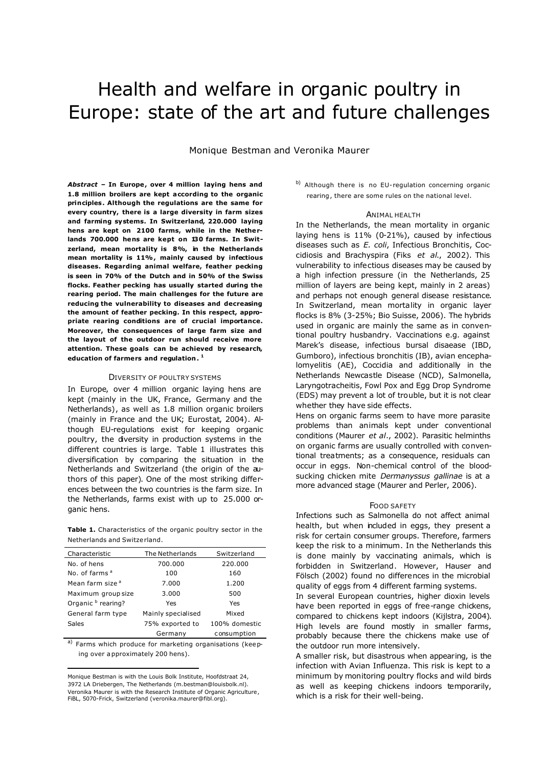// Health and welfare in organic poultry in Europe: state of the art and future challenges

Monique Bestman and Veronika Maurer

***Abstract* – In Europe, over 4 million laying hens and 1.8 million broilers are kept according to the organic principles. Although the regulations are the same for every country, there is a large diversity in farm sizes and farming systems. In Switzerland, 220.000 laying hens are kept on 2100 farms, while in the Netherlands 700.000 hens are kept on 130 farms. In Switzerland, mean mortality is 8%, in the Netherlands mean mortality is 11%, mainly caused by infectious diseases. Regarding animal welfare, feather pecking is seen in 70% of the Dutch and in 50% of the Swiss flocks. Feather pecking has usually started during the rearing period. The main challenges for the future are reducing the vulnerability to diseases and decreasing the amount of feather pecking. In this respect, appropriate rearing conditions are of crucial importance. Moreover, the consequences of large farm size and the layout of the outdoor run should receive more attention. These goals can be achieved by research, education of farmers and regulation.** [1]

## DIVERSITY OF POULTRY SYSTEMS

In Europe, over 4 million organic laying hens are kept (mainly in the UK, France, Germany and the Netherlands), as well as 1.8 million organic broilers (mainly in France and the UK; Eurostat, 2004). Although EU-regulations exist for keeping organic poultry, the diversity in production systems in the different countries is large. Table 1 illustrates this diversification by comparing the situation in the Netherlands and Switzerland (the origin of the authors of this paper). One of the most striking differences between the two countries is the farm size. In the Netherlands, farms exist with up to 25.000 organic hens.

**Table 1.** Characteristics of the organic poultry sector in the Netherlands and Switzerland.

| Characteristic | The Netherlands | Switzerland |
|---|---|---|
| No. of hens | 700.000 | 220.000 |
| No. of farms [a] | 100 | 160 |
| Mean farm size [a] | 7.000 | 1.200 |
| Maximum group size | 3.000 | 500 |
| Organic [b] rearing? | Yes | Yes |
| General farm type | Mainly specialised | Mixed |
| Sales | 75% exported to Germany | 100% domestic consumption |

[a] Farms which produce for marketing organisations (keeping over approximately 200 hens).

[b] Although there is no EU-regulation concerning organic rearing, there are some rules on the national level.

Monique Bestman is with the Louis Bolk Institute, Hoofdstraat 24, 3972 LA Driebergen, The Netherlands (m.bestman@louisbolk.nl).
Veronika Maurer is with the Research Institute of Organic Agriculture, FiBL, 5070-Frick, Switzerland (veronika.maurer@fibl.org).

## ANIMAL HEALTH

In the Netherlands, the mean mortality in organic laying hens is 11% (0-21%), caused by infectious diseases such as *E. coli*, Infectious Bronchitis, Coccidiosis and Brachyspira (Fiks *et al.*, 2002). This vulnerability to infectious diseases may be caused by a high infection pressure (in the Netherlands, 25 million of layers are being kept, mainly in 2 areas) and perhaps not enough general disease resistance. In Switzerland, mean mortality in organic layer flocks is 8% (3-25%; Bio Suisse, 2006). The hybrids used in organic are mainly the same as in conventional poultry husbandry. Vaccinations e.g. against Marek's disease, infectious bursal disaease (IBD, Gumboro), infectious bronchitis (IB), avian encephalomyelitis (AE), Coccidia and additionally in the Netherlands Newcastle Disease (NCD), Salmonella, Laryngotracheitis, Fowl Pox and Egg Drop Syndrome (EDS) may prevent a lot of trouble, but it is not clear whether they have side effects.

Hens on organic farms seem to have more parasite problems than animals kept under conventional conditions (Maurer *et al.*, 2002). Parasitic helminths on organic farms are usually controlled with conventional treatments; as a consequence, residuals can occur in eggs. Non-chemical control of the blood-sucking chicken mite *Dermanyssus gallinae* is at a more advanced stage (Maurer and Perler, 2006).

## FOOD SAFETY

Infections such as Salmonella do not affect animal health, but when included in eggs, they present a risk for certain consumer groups. Therefore, farmers keep the risk to a minimum. In the Netherlands this is done mainly by vaccinating animals, which is forbidden in Switzerland. However, Hauser and Fölsch (2002) found no differences in the microbial quality of eggs from 4 different farming systems.

In several European countries, higher dioxin levels have been reported in eggs of free-range chickens, compared to chickens kept indoors (Kijlstra, 2004). High levels are found mostly in smaller farms, probably because there the chickens make use of the outdoor run more intensively.

A smaller risk, but disastrous when appearing, is the infection with Avian Influenza. This risk is kept to a minimum by monitoring poultry flocks and wild birds as well as keeping chickens indoors temporarily, which is a risk for their well-being.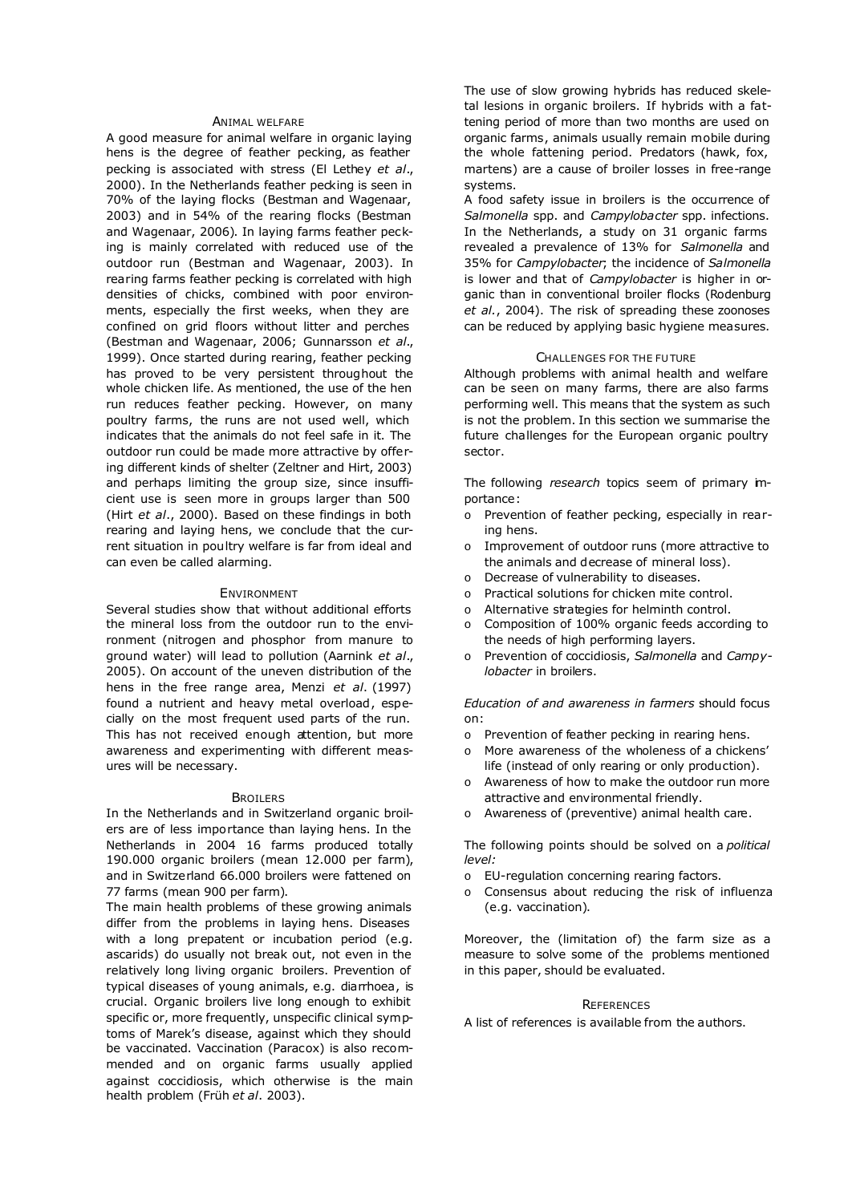## Animal welfare

A good measure for animal welfare in organic laying hens is the degree of feather pecking, as feather pecking is associated with stress (El Lethey *et al*., 2000). In the Netherlands feather pecking is seen in 70% of the laying flocks (Bestman and Wagenaar, 2003) and in 54% of the rearing flocks (Bestman and Wagenaar, 2006). In laying farms feather pecking is mainly correlated with reduced use of the outdoor run (Bestman and Wagenaar, 2003). In rearing farms feather pecking is correlated with high densities of chicks, combined with poor environments, especially the first weeks, when they are confined on grid floors without litter and perches (Bestman and Wagenaar, 2006; Gunnarsson *et al*., 1999). Once started during rearing, feather pecking has proved to be very persistent throughout the whole chicken life. As mentioned, the use of the hen run reduces feather pecking. However, on many poultry farms, the runs are not used well, which indicates that the animals do not feel safe in it. The outdoor run could be made more attractive by offering different kinds of shelter (Zeltner and Hirt, 2003) and perhaps limiting the group size, since insufficient use is seen more in groups larger than 500 (Hirt *et al*., 2000). Based on these findings in both rearing and laying hens, we conclude that the current situation in poultry welfare is far from ideal and can even be called alarming.

## Environment

Several studies show that without additional efforts the mineral loss from the outdoor run to the environment (nitrogen and phosphor from manure to ground water) will lead to pollution (Aarnink *et al*., 2005). On account of the uneven distribution of the hens in the free range area, Menzi *et al*. (1997) found a nutrient and heavy metal overload, especially on the most frequent used parts of the run. This has not received enough attention, but more awareness and experimenting with different measures will be necessary.

## Broilers

In the Netherlands and in Switzerland organic broilers are of less importance than laying hens. In the Netherlands in 2004 16 farms produced totally 190.000 organic broilers (mean 12.000 per farm), and in Switzerland 66.000 broilers were fattened on 77 farms (mean 900 per farm).

The main health problems of these growing animals differ from the problems in laying hens. Diseases with a long prepatent or incubation period (e.g. ascarids) do usually not break out, not even in the relatively long living organic broilers. Prevention of typical diseases of young animals, e.g. diarrhoea, is crucial. Organic broilers live long enough to exhibit specific or, more frequently, unspecific clinical symptoms of Marek's disease, against which they should be vaccinated. Vaccination (Paracox) is also recommended and on organic farms usually applied against coccidiosis, which otherwise is the main health problem (Früh *et al*. 2003).

The use of slow growing hybrids has reduced skeletal lesions in organic broilers. If hybrids with a fattening period of more than two months are used on organic farms, animals usually remain mobile during the whole fattening period. Predators (hawk, fox, martens) are a cause of broiler losses in free-range systems.

A food safety issue in broilers is the occurrence of *Salmonella* spp. and *Campylobacter* spp. infections. In the Netherlands, a study on 31 organic farms revealed a prevalence of 13% for *Salmonella* and 35% for *Campylobacter*; the incidence of *Salmonella* is lower and that of *Campylobacter* is higher in organic than in conventional broiler flocks (Rodenburg *et al*., 2004). The risk of spreading these zoonoses can be reduced by applying basic hygiene measures.

## Challenges for the future

Although problems with animal health and welfare can be seen on many farms, there are also farms performing well. This means that the system as such is not the problem. In this section we summarise the future challenges for the European organic poultry sector.

The following *research* topics seem of primary importance:

- Prevention of feather pecking, especially in rearing hens.
- Improvement of outdoor runs (more attractive to the animals and decrease of mineral loss).
- Decrease of vulnerability to diseases.
- Practical solutions for chicken mite control.
- Alternative strategies for helminth control.
- Composition of 100% organic feeds according to the needs of high performing layers.
- Prevention of coccidiosis, *Salmonella* and *Campylobacter* in broilers.

*Education of and awareness in farmers* should focus on:

- Prevention of feather pecking in rearing hens.
- More awareness of the wholeness of a chickens' life (instead of only rearing or only production).
- Awareness of how to make the outdoor run more attractive and environmental friendly.
- Awareness of (preventive) animal health care.

The following points should be solved on a *political level:*

- EU-regulation concerning rearing factors.
- Consensus about reducing the risk of influenza (e.g. vaccination).

Moreover, the (limitation of) the farm size as a measure to solve some of the problems mentioned in this paper, should be evaluated.

## References

A list of references is available from the authors.